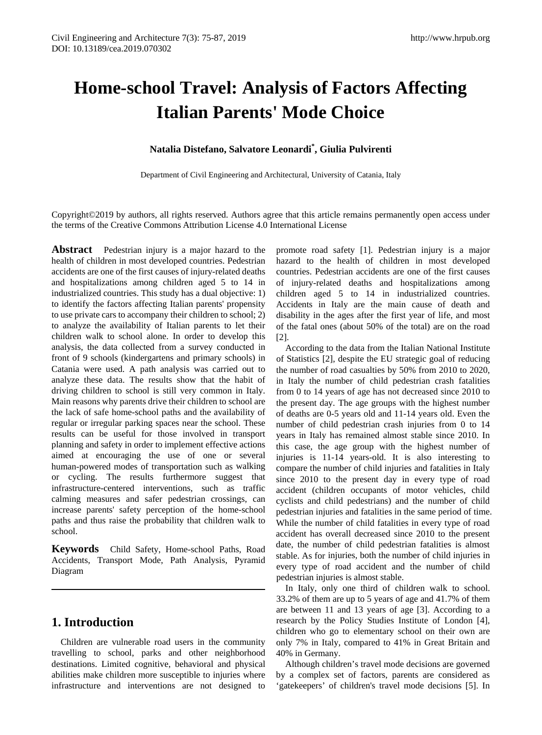# Home-school Travel: Analysis of Factors Affecting Italian Parents' Mode Choice

**Natalia Distefano, Salvatore Leonardi*, Giulia Pulvirenti**

Department of Civil Engineering and Architectural, University of Catania, Italy

Copyright©2019 by authors, all rights reserved. Authors agree that this article remains permanently open access under the terms of the Creative Commons Attribution License 4.0 International License

**Abstract** Pedestrian injury is a major hazard to the health of children in most developed countries. Pedestrian accidents are one of the first causes of injury-related deaths and hospitalizations among children aged 5 to 14 in industrialized countries. This study has a dual objective: 1) to identify the factors affecting Italian parents' propensity to use private cars to accompany their children to school; 2) to analyze the availability of Italian parents to let their children walk to school alone. In order to develop this analysis, the data collected from a survey conducted in front of 9 schools (kindergartens and primary schools) in Catania were used. A path analysis was carried out to analyze these data. The results show that the habit of driving children to school is still very common in Italy. Main reasons why parents drive their children to school are the lack of safe home-school paths and the availability of regular or irregular parking spaces near the school. These results can be useful for those involved in transport planning and safety in order to implement effective actions aimed at encouraging the use of one or several human-powered modes of transportation such as walking or cycling. The results furthermore suggest that infrastructure-centered interventions, such as traffic calming measures and safer pedestrian crossings, can increase parents' safety perception of the home-school paths and thus raise the probability that children walk to school.

**Keywords** Child Safety, Home-school Paths, Road Accidents, Transport Mode, Path Analysis, Pyramid Diagram

## 1. Introduction

Children are vulnerable road users in the community travelling to school, parks and other neighborhood destinations. Limited cognitive, behavioral and physical abilities make children more susceptible to injuries where infrastructure and interventions are not designed to promote road safety [1]. Pedestrian injury is a major hazard to the health of children in most developed countries. Pedestrian accidents are one of the first causes of injury-related deaths and hospitalizations among children aged 5 to 14 in industrialized countries. Accidents in Italy are the main cause of death and disability in the ages after the first year of life, and most of the fatal ones (about 50% of the total) are on the road [2].

According to the data from the Italian National Institute of Statistics [2], despite the EU strategic goal of reducing the number of road casualties by 50% from 2010 to 2020, in Italy the number of child pedestrian crash fatalities from 0 to 14 years of age has not decreased since 2010 to the present day. The age groups with the highest number of deaths are 0-5 years old and 11-14 years old. Even the number of child pedestrian crash injuries from 0 to 14 years in Italy has remained almost stable since 2010. In this case, the age group with the highest number of injuries is 11-14 years-old. It is also interesting to compare the number of child injuries and fatalities in Italy since 2010 to the present day in every type of road accident (children occupants of motor vehicles, child cyclists and child pedestrians) and the number of child pedestrian injuries and fatalities in the same period of time. While the number of child fatalities in every type of road accident has overall decreased since 2010 to the present date, the number of child pedestrian fatalities is almost stable. As for injuries, both the number of child injuries in every type of road accident and the number of child pedestrian injuries is almost stable.

In Italy, only one third of children walk to school. 33.2% of them are up to 5 years of age and 41.7% of them are between 11 and 13 years of age [3]. According to a research by the Policy Studies Institute of London [4], children who go to elementary school on their own are only 7% in Italy, compared to 41% in Great Britain and 40% in Germany.

Although children's travel mode decisions are governed by a complex set of factors, parents are considered as 'gatekeepers' of children's travel mode decisions [5]. In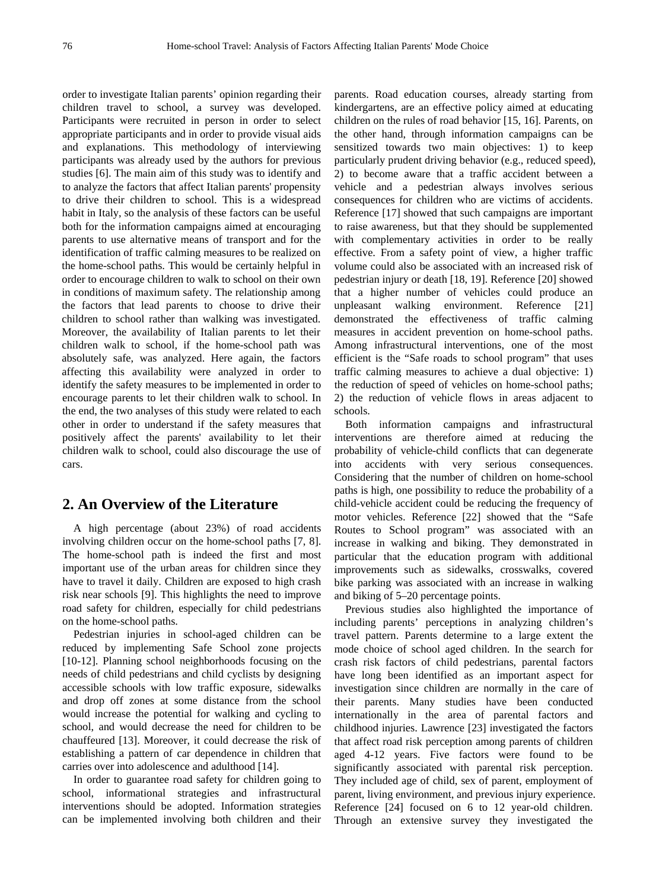order to investigate Italian parents' opinion regarding their children travel to school, a survey was developed. Participants were recruited in person in order to select appropriate participants and in order to provide visual aids and explanations. This methodology of interviewing participants was already used by the authors for previous studies [6]. The main aim of this study was to identify and to analyze the factors that affect Italian parents' propensity to drive their children to school. This is a widespread habit in Italy, so the analysis of these factors can be useful both for the information campaigns aimed at encouraging parents to use alternative means of transport and for the identification of traffic calming measures to be realized on the home-school paths. This would be certainly helpful in order to encourage children to walk to school on their own in conditions of maximum safety. The relationship among the factors that lead parents to choose to drive their children to school rather than walking was investigated. Moreover, the availability of Italian parents to let their children walk to school, if the home-school path was absolutely safe, was analyzed. Here again, the factors affecting this availability were analyzed in order to identify the safety measures to be implemented in order to encourage parents to let their children walk to school. In the end, the two analyses of this study were related to each other in order to understand if the safety measures that positively affect the parents' availability to let their children walk to school, could also discourage the use of cars.

## 2. An Overview of the Literature

A high percentage (about 23%) of road accidents involving children occur on the home-school paths [7, 8]. The home-school path is indeed the first and most important use of the urban areas for children since they have to travel it daily. Children are exposed to high crash risk near schools [9]. This highlights the need to improve road safety for children, especially for child pedestrians on the home-school paths.

Pedestrian injuries in school-aged children can be reduced by implementing Safe School zone projects [10-12]. Planning school neighborhoods focusing on the needs of child pedestrians and child cyclists by designing accessible schools with low traffic exposure, sidewalks and drop off zones at some distance from the school would increase the potential for walking and cycling to school, and would decrease the need for children to be chauffeured [13]. Moreover, it could decrease the risk of establishing a pattern of car dependence in children that carries over into adolescence and adulthood [14].

In order to guarantee road safety for children going to school, informational strategies and infrastructural interventions should be adopted. Information strategies can be implemented involving both children and their parents. Road education courses, already starting from kindergartens, are an effective policy aimed at educating children on the rules of road behavior [15, 16]. Parents, on the other hand, through information campaigns can be sensitized towards two main objectives: 1) to keep particularly prudent driving behavior (e.g., reduced speed), 2) to become aware that a traffic accident between a vehicle and a pedestrian always involves serious consequences for children who are victims of accidents. Reference [17] showed that such campaigns are important to raise awareness, but that they should be supplemented with complementary activities in order to be really effective. From a safety point of view, a higher traffic volume could also be associated with an increased risk of pedestrian injury or death [18, 19]. Reference [20] showed that a higher number of vehicles could produce an unpleasant walking environment. Reference [21] demonstrated the effectiveness of traffic calming measures in accident prevention on home-school paths. Among infrastructural interventions, one of the most efficient is the "Safe roads to school program" that uses traffic calming measures to achieve a dual objective: 1) the reduction of speed of vehicles on home-school paths; 2) the reduction of vehicle flows in areas adjacent to schools.

Both information campaigns and infrastructural interventions are therefore aimed at reducing the probability of vehicle-child conflicts that can degenerate into accidents with very serious consequences. Considering that the number of children on home-school paths is high, one possibility to reduce the probability of a child-vehicle accident could be reducing the frequency of motor vehicles. Reference [22] showed that the "Safe Routes to School program" was associated with an increase in walking and biking. They demonstrated in particular that the education program with additional improvements such as sidewalks, crosswalks, covered bike parking was associated with an increase in walking and biking of 5–20 percentage points.

Previous studies also highlighted the importance of including parents' perceptions in analyzing children's travel pattern. Parents determine to a large extent the mode choice of school aged children. In the search for crash risk factors of child pedestrians, parental factors have long been identified as an important aspect for investigation since children are normally in the care of their parents. Many studies have been conducted internationally in the area of parental factors and childhood injuries. Lawrence [23] investigated the factors that affect road risk perception among parents of children aged 4-12 years. Five factors were found to be significantly associated with parental risk perception. They included age of child, sex of parent, employment of parent, living environment, and previous injury experience. Reference [24] focused on 6 to 12 year-old children. Through an extensive survey they investigated the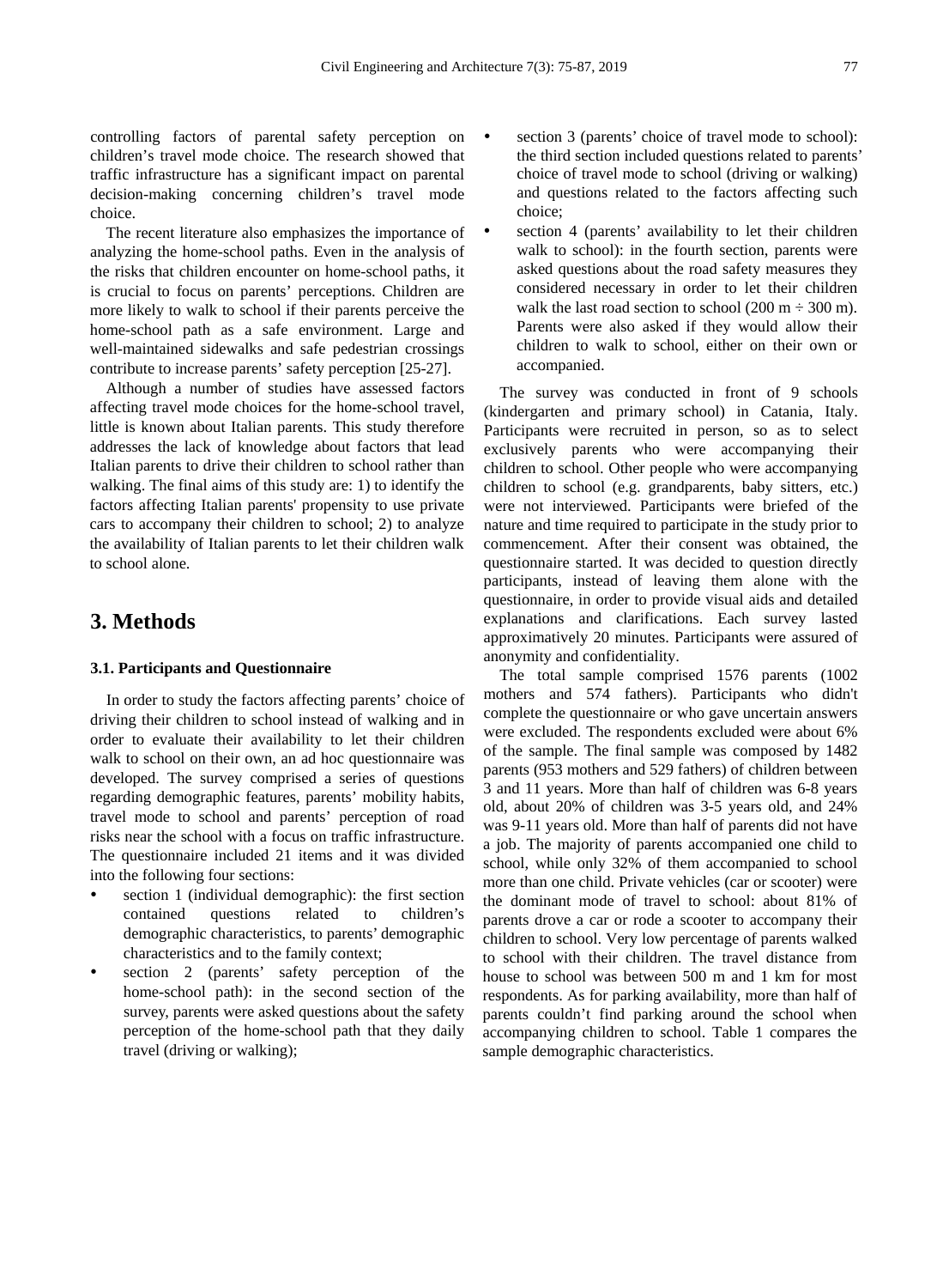controlling factors of parental safety perception on children's travel mode choice. The research showed that traffic infrastructure has a significant impact on parental decision-making concerning children's travel mode choice.

The recent literature also emphasizes the importance of analyzing the home-school paths. Even in the analysis of the risks that children encounter on home-school paths, it is crucial to focus on parents' perceptions. Children are more likely to walk to school if their parents perceive the home-school path as a safe environment. Large and well-maintained sidewalks and safe pedestrian crossings contribute to increase parents' safety perception [25-27].

Although a number of studies have assessed factors affecting travel mode choices for the home-school travel, little is known about Italian parents. This study therefore addresses the lack of knowledge about factors that lead Italian parents to drive their children to school rather than walking. The final aims of this study are: 1) to identify the factors affecting Italian parents' propensity to use private cars to accompany their children to school; 2) to analyze the availability of Italian parents to let their children walk to school alone.

# 3. Methods

### 3.1. Participants and Questionnaire

In order to study the factors affecting parents' choice of driving their children to school instead of walking and in order to evaluate their availability to let their children walk to school on their own, an ad hoc questionnaire was developed. The survey comprised a series of questions regarding demographic features, parents' mobility habits, travel mode to school and parents' perception of road risks near the school with a focus on traffic infrastructure. The questionnaire included 21 items and it was divided into the following four sections:

- section 1 (individual demographic): the first section contained questions related to children's demographic characteristics, to parents' demographic characteristics and to the family context;
- section 2 (parents' safety perception of the home-school path): in the second section of the survey, parents were asked questions about the safety perception of the home-school path that they daily travel (driving or walking);
- section 3 (parents' choice of travel mode to school): the third section included questions related to parents' choice of travel mode to school (driving or walking) and questions related to the factors affecting such choice;
- section 4 (parents' availability to let their children walk to school): in the fourth section, parents were asked questions about the road safety measures they considered necessary in order to let their children walk the last road section to school (200 m ÷ 300 m). Parents were also asked if they would allow their children to walk to school, either on their own or accompanied.

The survey was conducted in front of 9 schools (kindergarten and primary school) in Catania, Italy. Participants were recruited in person, so as to select exclusively parents who were accompanying their children to school. Other people who were accompanying children to school (e.g. grandparents, baby sitters, etc.) were not interviewed. Participants were briefed of the nature and time required to participate in the study prior to commencement. After their consent was obtained, the questionnaire started. It was decided to question directly participants, instead of leaving them alone with the questionnaire, in order to provide visual aids and detailed explanations and clarifications. Each survey lasted approximatively 20 minutes. Participants were assured of anonymity and confidentiality.

The total sample comprised 1576 parents (1002 mothers and 574 fathers). Participants who didn't complete the questionnaire or who gave uncertain answers were excluded. The respondents excluded were about 6% of the sample. The final sample was composed by 1482 parents (953 mothers and 529 fathers) of children between 3 and 11 years. More than half of children was 6-8 years old, about 20% of children was 3-5 years old, and 24% was 9-11 years old. More than half of parents did not have a job. The majority of parents accompanied one child to school, while only 32% of them accompanied to school more than one child. Private vehicles (car or scooter) were the dominant mode of travel to school: about 81% of parents drove a car or rode a scooter to accompany their children to school. Very low percentage of parents walked to school with their children. The travel distance from house to school was between 500 m and 1 km for most respondents. As for parking availability, more than half of parents couldn't find parking around the school when accompanying children to school. Table 1 compares the sample demographic characteristics.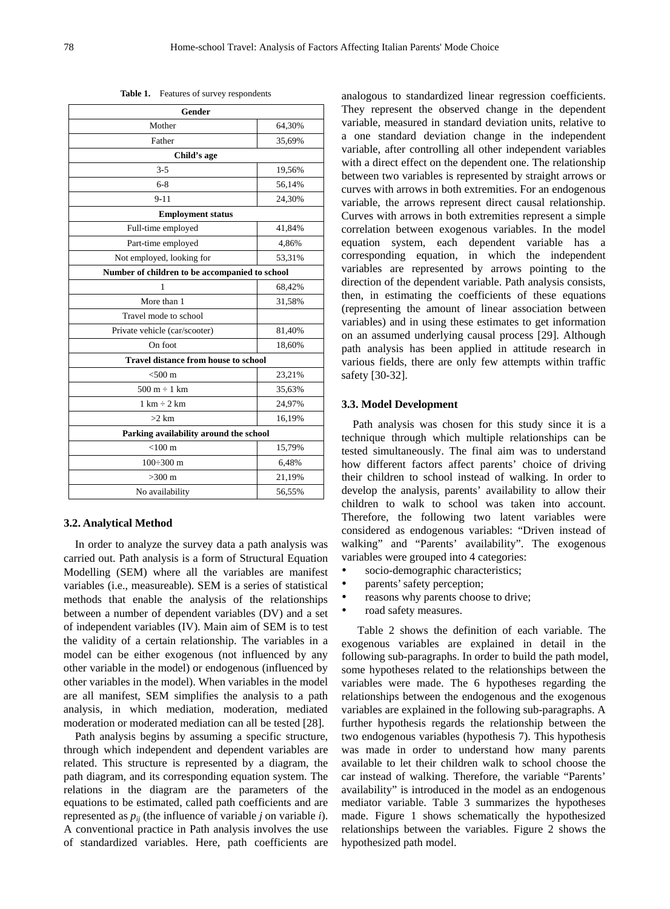**Table 1.** Features of survey respondents

| **Gender** | |
|---|---|
| Mother | 64,30% |
| Father | 35,69% |
| **Child's age** | |
| 3-5 | 19,56% |
| 6-8 | 56,14% |
| 9-11 | 24,30% |
| **Employment status** | |
| Full-time employed | 41,84% |
| Part-time employed | 4,86% |
| Not employed, looking for | 53,31% |
| **Number of children to be accompanied to school** | |
| 1 | 68,42% |
| More than 1 | 31,58% |
| Travel mode to school | |
| Private vehicle (car/scooter) | 81,40% |
| On foot | 18,60% |
| **Travel distance from house to school** | |
| <500 m | 23,21% |
| 500 m ÷ 1 km | 35,63% |
| 1 km ÷ 2 km | 24,97% |
| >2 km | 16,19% |
| **Parking availability around the school** | |
| <100 m | 15,79% |
| 100÷300 m | 6,48% |
| >300 m | 21,19% |
| No availability | 56,55% |

### 3.2. Analytical Method

In order to analyze the survey data a path analysis was carried out. Path analysis is a form of Structural Equation Modelling (SEM) where all the variables are manifest variables (i.e., measureable). SEM is a series of statistical methods that enable the analysis of the relationships between a number of dependent variables (DV) and a set of independent variables (IV). Main aim of SEM is to test the validity of a certain relationship. The variables in a model can be either exogenous (not influenced by any other variable in the model) or endogenous (influenced by other variables in the model). When variables in the model are all manifest, SEM simplifies the analysis to a path analysis, in which mediation, moderation, mediated moderation or moderated mediation can all be tested [28].

Path analysis begins by assuming a specific structure, through which independent and dependent variables are related. This structure is represented by a diagram, the path diagram, and its corresponding equation system. The relations in the diagram are the parameters of the equations to be estimated, called path coefficients and are represented as $p_{ij}$ (the influence of variable *j* on variable *i*). A conventional practice in Path analysis involves the use of standardized variables. Here, path coefficients are analogous to standardized linear regression coefficients. They represent the observed change in the dependent variable, measured in standard deviation units, relative to a one standard deviation change in the independent variable, after controlling all other independent variables with a direct effect on the dependent one. The relationship between two variables is represented by straight arrows or curves with arrows in both extremities. For an endogenous variable, the arrows represent direct causal relationship. Curves with arrows in both extremities represent a simple correlation between exogenous variables. In the model equation system, each dependent variable has a corresponding equation, in which the independent variables are represented by arrows pointing to the direction of the dependent variable. Path analysis consists, then, in estimating the coefficients of these equations (representing the amount of linear association between variables) and in using these estimates to get information on an assumed underlying causal process [29]. Although path analysis has been applied in attitude research in various fields, there are only few attempts within traffic safety [30-32].

### 3.3. Model Development

Path analysis was chosen for this study since it is a technique through which multiple relationships can be tested simultaneously. The final aim was to understand how different factors affect parents' choice of driving their children to school instead of walking. In order to develop the analysis, parents' availability to allow their children to walk to school was taken into account. Therefore, the following two latent variables were considered as endogenous variables: "Driven instead of walking" and "Parents' availability". The exogenous variables were grouped into 4 categories:

- socio-demographic characteristics;
- parents' safety perception;
- reasons why parents choose to drive;
- road safety measures.

Table 2 shows the definition of each variable. The exogenous variables are explained in detail in the following sub-paragraphs. In order to build the path model, some hypotheses related to the relationships between the variables were made. The 6 hypotheses regarding the relationships between the endogenous and the exogenous variables are explained in the following sub-paragraphs. A further hypothesis regards the relationship between the two endogenous variables (hypothesis 7). This hypothesis was made in order to understand how many parents available to let their children walk to school choose the car instead of walking. Therefore, the variable "Parents' availability" is introduced in the model as an endogenous mediator variable. Table 3 summarizes the hypotheses made. Figure 1 shows schematically the hypothesized relationships between the variables. Figure 2 shows the hypothesized path model.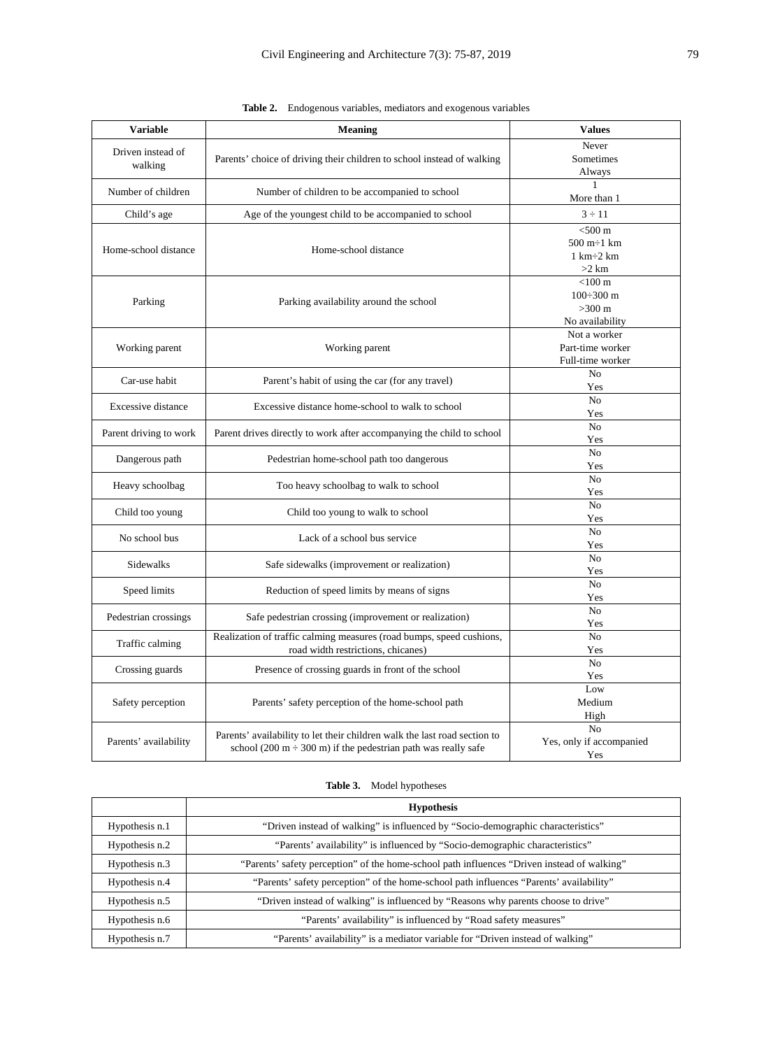**Table 2.** Endogenous variables, mediators and exogenous variables

| Variable | Meaning | Values |
|---|---|---|
| Driven instead of walking | Parents' choice of driving their children to school instead of walking | Never<br>Sometimes<br>Always |
| Number of children | Number of children to be accompanied to school | 1<br>More than 1 |
| Child's age | Age of the youngest child to be accompanied to school | 3 ÷ 11 |
| Home-school distance | Home-school distance | <500 m<br>500 m÷1 km<br>1 km÷2 km<br>>2 km |
| Parking | Parking availability around the school | <100 m<br>100÷300 m<br>>300 m<br>No availability |
| Working parent | Working parent | Not a worker<br>Part-time worker<br>Full-time worker |
| Car-use habit | Parent's habit of using the car (for any travel) | No<br>Yes |
| Excessive distance | Excessive distance home-school to walk to school | No<br>Yes |
| Parent driving to work | Parent drives directly to work after accompanying the child to school | No<br>Yes |
| Dangerous path | Pedestrian home-school path too dangerous | No<br>Yes |
| Heavy schoolbag | Too heavy schoolbag to walk to school | No<br>Yes |
| Child too young | Child too young to walk to school | No<br>Yes |
| No school bus | Lack of a school bus service | No<br>Yes |
| Sidewalks | Safe sidewalks (improvement or realization) | No<br>Yes |
| Speed limits | Reduction of speed limits by means of signs | No<br>Yes |
| Pedestrian crossings | Safe pedestrian crossing (improvement or realization) | No<br>Yes |
| Traffic calming | Realization of traffic calming measures (road bumps, speed cushions, road width restrictions, chicanes) | No<br>Yes |
| Crossing guards | Presence of crossing guards in front of the school | No<br>Yes |
| Safety perception | Parents' safety perception of the home-school path | Low<br>Medium<br>High |
| Parents' availability | Parents' availability to let their children walk the last road section to school (200 m ÷ 300 m) if the pedestrian path was really safe | No<br>Yes, only if accompanied<br>Yes |

**Table 3.** Model hypotheses

| | Hypothesis |
|---|---|
| Hypothesis n.1 | "Driven instead of walking" is influenced by "Socio-demographic characteristics" |
| Hypothesis n.2 | "Parents' availability" is influenced by "Socio-demographic characteristics" |
| Hypothesis n.3 | "Parents' safety perception" of the home-school path influences "Driven instead of walking" |
| Hypothesis n.4 | "Parents' safety perception" of the home-school path influences "Parents' availability" |
| Hypothesis n.5 | "Driven instead of walking" is influenced by "Reasons why parents choose to drive" |
| Hypothesis n.6 | "Parents' availability" is influenced by "Road safety measures" |
| Hypothesis n.7 | "Parents' availability" is a mediator variable for "Driven instead of walking" |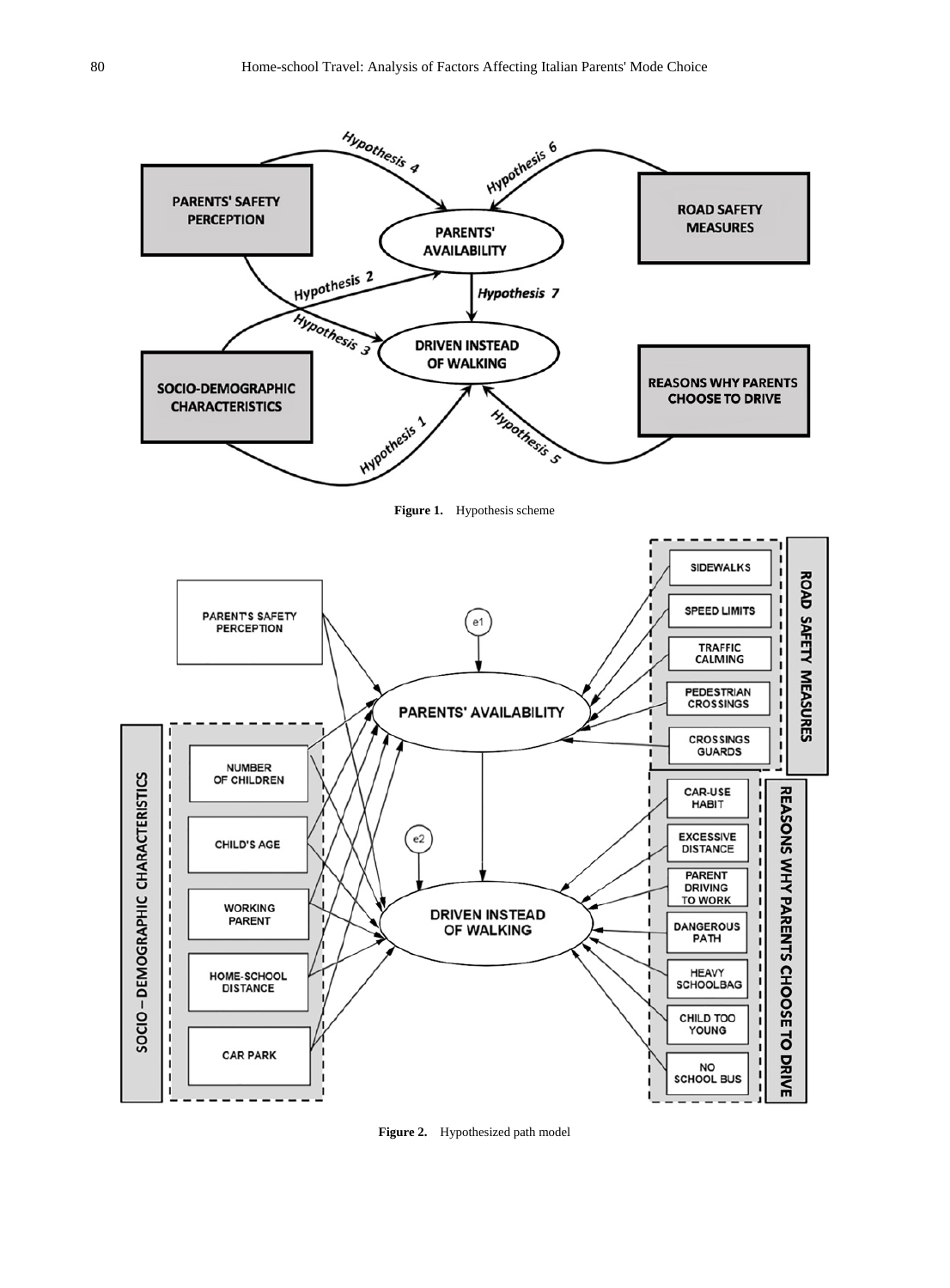**Figure 1.** Hypothesis scheme

**Figure 2.** Hypothesized path model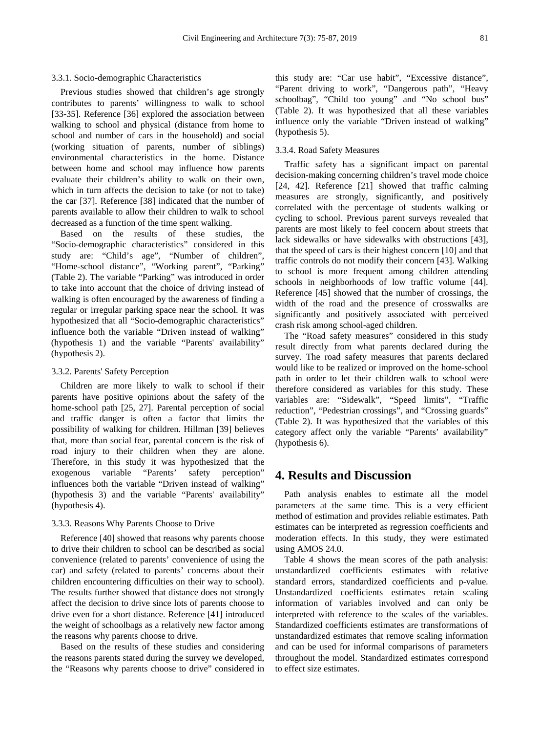#### 3.3.1. Socio-demographic Characteristics

Previous studies showed that children's age strongly contributes to parents' willingness to walk to school [33-35]. Reference [36] explored the association between walking to school and physical (distance from home to school and number of cars in the household) and social (working situation of parents, number of siblings) environmental characteristics in the home. Distance between home and school may influence how parents evaluate their children's ability to walk on their own, which in turn affects the decision to take (or not to take) the car [37]. Reference [38] indicated that the number of parents available to allow their children to walk to school decreased as a function of the time spent walking.

Based on the results of these studies, the "Socio-demographic characteristics" considered in this study are: "Child's age", "Number of children", "Home-school distance", "Working parent", "Parking" (Table 2). The variable "Parking" was introduced in order to take into account that the choice of driving instead of walking is often encouraged by the awareness of finding a regular or irregular parking space near the school. It was hypothesized that all "Socio-demographic characteristics" influence both the variable "Driven instead of walking" (hypothesis 1) and the variable "Parents' availability" (hypothesis 2).

#### 3.3.2. Parents' Safety Perception

Children are more likely to walk to school if their parents have positive opinions about the safety of the home-school path [25, 27]. Parental perception of social and traffic danger is often a factor that limits the possibility of walking for children. Hillman [39] believes that, more than social fear, parental concern is the risk of road injury to their children when they are alone. Therefore, in this study it was hypothesized that the exogenous variable "Parents' safety perception" influences both the variable "Driven instead of walking" (hypothesis 3) and the variable "Parents' availability" (hypothesis 4).

#### 3.3.3. Reasons Why Parents Choose to Drive

Reference [40] showed that reasons why parents choose to drive their children to school can be described as social convenience (related to parents' convenience of using the car) and safety (related to parents' concerns about their children encountering difficulties on their way to school). The results further showed that distance does not strongly affect the decision to drive since lots of parents choose to drive even for a short distance. Reference [41] introduced the weight of schoolbags as a relatively new factor among the reasons why parents choose to drive.

Based on the results of these studies and considering the reasons parents stated during the survey we developed, the "Reasons why parents choose to drive" considered in this study are: "Car use habit", "Excessive distance", "Parent driving to work", "Dangerous path", "Heavy schoolbag", "Child too young" and "No school bus" (Table 2). It was hypothesized that all these variables influence only the variable "Driven instead of walking" (hypothesis 5).

#### 3.3.4. Road Safety Measures

Traffic safety has a significant impact on parental decision-making concerning children's travel mode choice [24, 42]. Reference [21] showed that traffic calming measures are strongly, significantly, and positively correlated with the percentage of students walking or cycling to school. Previous parent surveys revealed that parents are most likely to feel concern about streets that lack sidewalks or have sidewalks with obstructions [43], that the speed of cars is their highest concern [10] and that traffic controls do not modify their concern [43]. Walking to school is more frequent among children attending schools in neighborhoods of low traffic volume [44]. Reference [45] showed that the number of crossings, the width of the road and the presence of crosswalks are significantly and positively associated with perceived crash risk among school-aged children.

The "Road safety measures" considered in this study result directly from what parents declared during the survey. The road safety measures that parents declared would like to be realized or improved on the home-school path in order to let their children walk to school were therefore considered as variables for this study. These variables are: "Sidewalk", "Speed limits", "Traffic reduction", "Pedestrian crossings", and "Crossing guards" (Table 2). It was hypothesized that the variables of this category affect only the variable "Parents' availability" (hypothesis 6).

## 4. Results and Discussion

Path analysis enables to estimate all the model parameters at the same time. This is a very efficient method of estimation and provides reliable estimates. Path estimates can be interpreted as regression coefficients and moderation effects. In this study, they were estimated using AMOS 24.0.

Table 4 shows the mean scores of the path analysis: unstandardized coefficients estimates with relative standard errors, standardized coefficients and p-value. Unstandardized coefficients estimates retain scaling information of variables involved and can only be interpreted with reference to the scales of the variables. Standardized coefficients estimates are transformations of unstandardized estimates that remove scaling information and can be used for informal comparisons of parameters throughout the model. Standardized estimates correspond to effect size estimates.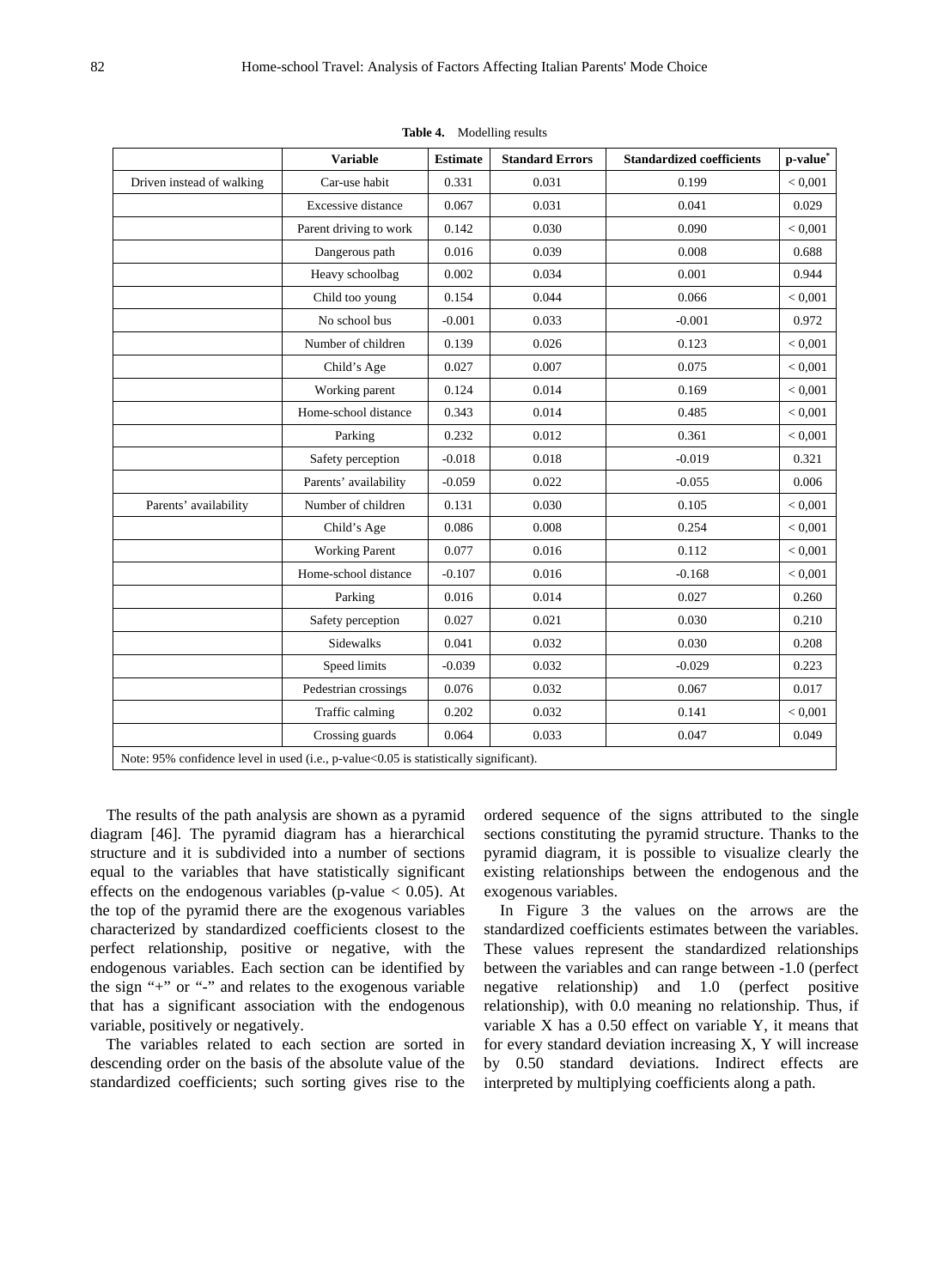**Table 4.** Modelling results

| | Variable | Estimate | Standard Errors | Standardized coefficients | p-value* |
|---|---|---|---|---|---|
| Driven instead of walking | Car-use habit | 0.331 | 0.031 | 0.199 | < 0,001 |
| | Excessive distance | 0.067 | 0.031 | 0.041 | 0.029 |
| | Parent driving to work | 0.142 | 0.030 | 0.090 | < 0,001 |
| | Dangerous path | 0.016 | 0.039 | 0.008 | 0.688 |
| | Heavy schoolbag | 0.002 | 0.034 | 0.001 | 0.944 |
| | Child too young | 0.154 | 0.044 | 0.066 | < 0,001 |
| | No school bus | -0.001 | 0.033 | -0.001 | 0.972 |
| | Number of children | 0.139 | 0.026 | 0.123 | < 0,001 |
| | Child's Age | 0.027 | 0.007 | 0.075 | < 0,001 |
| | Working parent | 0.124 | 0.014 | 0.169 | < 0,001 |
| | Home-school distance | 0.343 | 0.014 | 0.485 | < 0,001 |
| | Parking | 0.232 | 0.012 | 0.361 | < 0,001 |
| | Safety perception | -0.018 | 0.018 | -0.019 | 0.321 |
| | Parents' availability | -0.059 | 0.022 | -0.055 | 0.006 |
| Parents' availability | Number of children | 0.131 | 0.030 | 0.105 | < 0,001 |
| | Child's Age | 0.086 | 0.008 | 0.254 | < 0,001 |
| | Working Parent | 0.077 | 0.016 | 0.112 | < 0,001 |
| | Home-school distance | -0.107 | 0.016 | -0.168 | < 0,001 |
| | Parking | 0.016 | 0.014 | 0.027 | 0.260 |
| | Safety perception | 0.027 | 0.021 | 0.030 | 0.210 |
| | Sidewalks | 0.041 | 0.032 | 0.030 | 0.208 |
| | Speed limits | -0.039 | 0.032 | -0.029 | 0.223 |
| | Pedestrian crossings | 0.076 | 0.032 | 0.067 | 0.017 |
| | Traffic calming | 0.202 | 0.032 | 0.141 | < 0,001 |
| | Crossing guards | 0.064 | 0.033 | 0.047 | 0.049 |

Note: 95% confidence level in used (i.e., p-value<0.05 is statistically significant).

The results of the path analysis are shown as a pyramid diagram [46]. The pyramid diagram has a hierarchical structure and it is subdivided into a number of sections equal to the variables that have statistically significant effects on the endogenous variables (p-value $< 0.05$). At the top of the pyramid there are the exogenous variables characterized by standardized coefficients closest to the perfect relationship, positive or negative, with the endogenous variables. Each section can be identified by the sign "+" or "-" and relates to the exogenous variable that has a significant association with the endogenous variable, positively or negatively.

The variables related to each section are sorted in descending order on the basis of the absolute value of the standardized coefficients; such sorting gives rise to the ordered sequence of the signs attributed to the single sections constituting the pyramid structure. Thanks to the pyramid diagram, it is possible to visualize clearly the existing relationships between the endogenous and the exogenous variables.

In Figure 3 the values on the arrows are the standardized coefficients estimates between the variables. These values represent the standardized relationships between the variables and can range between -1.0 (perfect negative relationship) and 1.0 (perfect positive relationship), with 0.0 meaning no relationship. Thus, if variable X has a 0.50 effect on variable Y, it means that for every standard deviation increasing X, Y will increase by 0.50 standard deviations. Indirect effects are interpreted by multiplying coefficients along a path.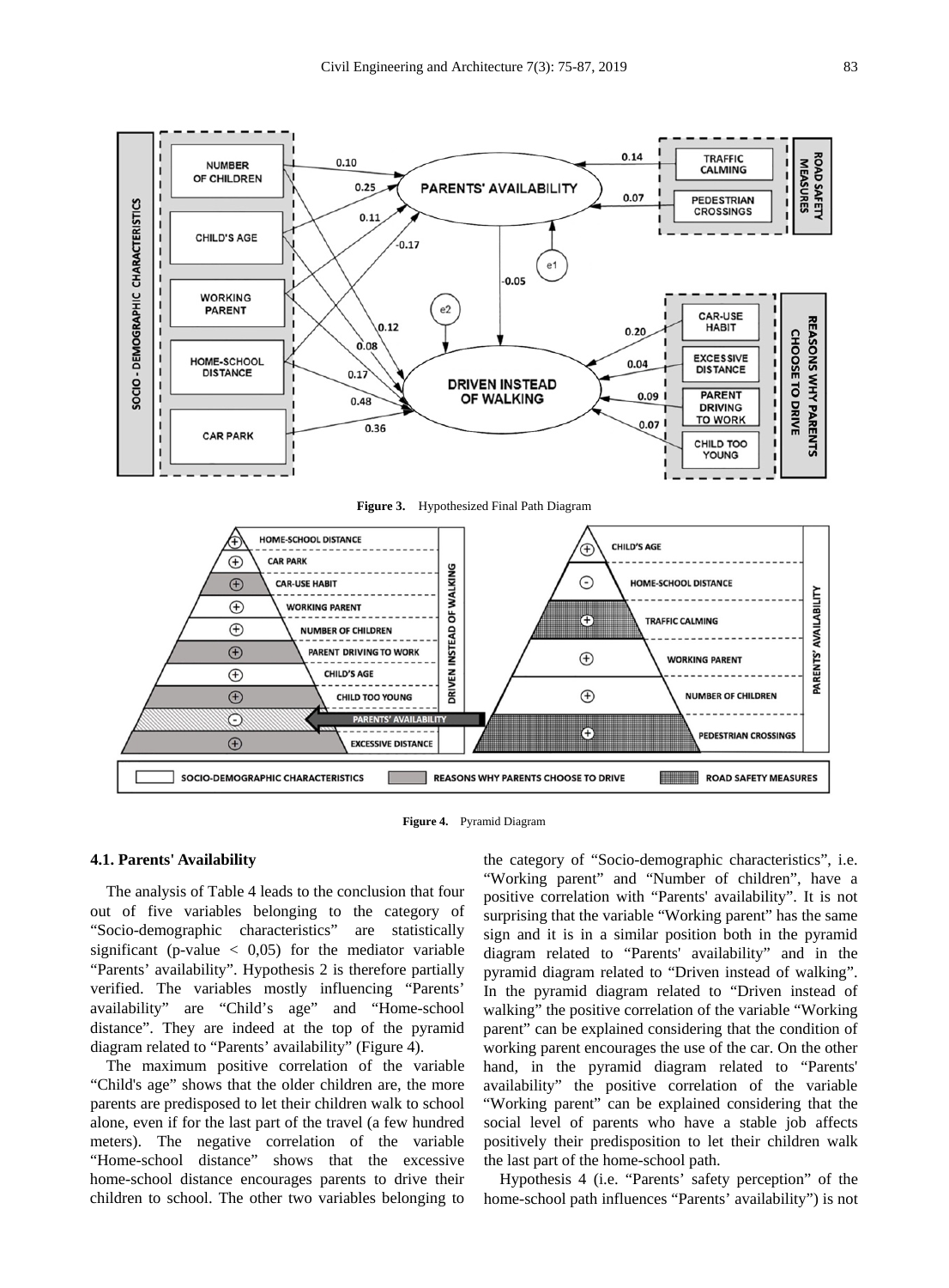**Figure 3.** Hypothesized Final Path Diagram

**Figure 4.** Pyramid Diagram

### 4.1. Parents' Availability

The analysis of Table 4 leads to the conclusion that four out of five variables belonging to the category of "Socio-demographic characteristics" are statistically significant (p-value < 0,05) for the mediator variable "Parents' availability". Hypothesis 2 is therefore partially verified. The variables mostly influencing "Parents' availability" are "Child's age" and "Home-school distance". They are indeed at the top of the pyramid diagram related to "Parents' availability" (Figure 4).

The maximum positive correlation of the variable "Child's age" shows that the older children are, the more parents are predisposed to let their children walk to school alone, even if for the last part of the travel (a few hundred meters). The negative correlation of the variable "Home-school distance" shows that the excessive home-school distance encourages parents to drive their children to school. The other two variables belonging to the category of "Socio-demographic characteristics", i.e. "Working parent" and "Number of children", have a positive correlation with "Parents' availability". It is not surprising that the variable "Working parent" has the same sign and it is in a similar position both in the pyramid diagram related to "Parents' availability" and in the pyramid diagram related to "Driven instead of walking". In the pyramid diagram related to "Driven instead of walking" the positive correlation of the variable "Working parent" can be explained considering that the condition of working parent encourages the use of the car. On the other hand, in the pyramid diagram related to "Parents' availability" the positive correlation of the variable "Working parent" can be explained considering that the social level of parents who have a stable job affects positively their predisposition to let their children walk the last part of the home-school path.

Hypothesis 4 (i.e. "Parents' safety perception" of the home-school path influences "Parents' availability") is not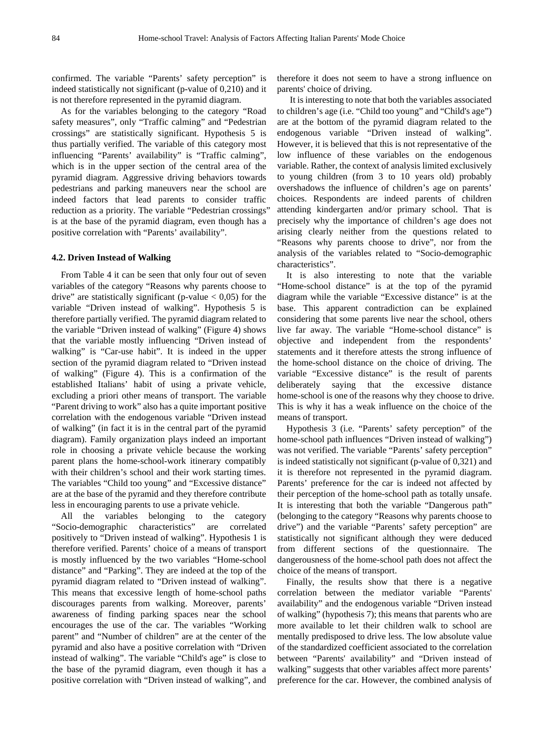confirmed. The variable “Parents’ safety perception” is indeed statistically not significant (p-value of 0,210) and it is not therefore represented in the pyramid diagram.

As for the variables belonging to the category “Road safety measures”, only “Traffic calming” and “Pedestrian crossings” are statistically significant. Hypothesis 5 is thus partially verified. The variable of this category most influencing “Parents’ availability” is “Traffic calming”, which is in the upper section of the central area of the pyramid diagram. Aggressive driving behaviors towards pedestrians and parking maneuvers near the school are indeed factors that lead parents to consider traffic reduction as a priority. The variable “Pedestrian crossings” is at the base of the pyramid diagram, even though has a positive correlation with “Parents’ availability”.

### 4.2. Driven Instead of Walking

From Table 4 it can be seen that only four out of seven variables of the category “Reasons why parents choose to drive” are statistically significant (p-value < 0,05) for the variable “Driven instead of walking”. Hypothesis 5 is therefore partially verified. The pyramid diagram related to the variable “Driven instead of walking” (Figure 4) shows that the variable mostly influencing “Driven instead of walking” is “Car-use habit”. It is indeed in the upper section of the pyramid diagram related to “Driven instead of walking” (Figure 4). This is a confirmation of the established Italians’ habit of using a private vehicle, excluding a priori other means of transport. The variable “Parent driving to work” also has a quite important positive correlation with the endogenous variable “Driven instead of walking” (in fact it is in the central part of the pyramid diagram). Family organization plays indeed an important role in choosing a private vehicle because the working parent plans the home-school-work itinerary compatibly with their children’s school and their work starting times. The variables “Child too young” and “Excessive distance” are at the base of the pyramid and they therefore contribute less in encouraging parents to use a private vehicle.

All the variables belonging to the category “Socio-demographic characteristics” are correlated positively to “Driven instead of walking”. Hypothesis 1 is therefore verified. Parents’ choice of a means of transport is mostly influenced by the two variables “Home-school distance” and “Parking”. They are indeed at the top of the pyramid diagram related to “Driven instead of walking”. This means that excessive length of home-school paths discourages parents from walking. Moreover, parents’ awareness of finding parking spaces near the school encourages the use of the car. The variables “Working parent” and “Number of children” are at the center of the pyramid and also have a positive correlation with “Driven instead of walking”. The variable “Child's age” is close to the base of the pyramid diagram, even though it has a positive correlation with “Driven instead of walking”, and therefore it does not seem to have a strong influence on parents' choice of driving.

It is interesting to note that both the variables associated to children’s age (i.e. “Child too young” and “Child's age”) are at the bottom of the pyramid diagram related to the endogenous variable “Driven instead of walking”. However, it is believed that this is not representative of the low influence of these variables on the endogenous variable. Rather, the context of analysis limited exclusively to young children (from 3 to 10 years old) probably overshadows the influence of children’s age on parents’ choices. Respondents are indeed parents of children attending kindergarten and/or primary school. That is precisely why the importance of children’s age does not arising clearly neither from the questions related to “Reasons why parents choose to drive”, nor from the analysis of the variables related to “Socio-demographic characteristics”.

It is also interesting to note that the variable “Home-school distance” is at the top of the pyramid diagram while the variable “Excessive distance” is at the base. This apparent contradiction can be explained considering that some parents live near the school, others live far away. The variable “Home-school distance” is objective and independent from the respondents’ statements and it therefore attests the strong influence of the home-school distance on the choice of driving. The variable “Excessive distance” is the result of parents deliberately saying that the excessive distance home-school is one of the reasons why they choose to drive. This is why it has a weak influence on the choice of the means of transport.

Hypothesis 3 (i.e. “Parents’ safety perception” of the home-school path influences “Driven instead of walking”) was not verified. The variable “Parents’ safety perception” is indeed statistically not significant (p-value of 0,321) and it is therefore not represented in the pyramid diagram. Parents’ preference for the car is indeed not affected by their perception of the home-school path as totally unsafe. It is interesting that both the variable “Dangerous path” (belonging to the category “Reasons why parents choose to drive”) and the variable “Parents’ safety perception” are statistically not significant although they were deduced from different sections of the questionnaire. The dangerousness of the home-school path does not affect the choice of the means of transport.

Finally, the results show that there is a negative correlation between the mediator variable “Parents' availability” and the endogenous variable “Driven instead of walking” (hypothesis 7); this means that parents who are more available to let their children walk to school are mentally predisposed to drive less. The low absolute value of the standardized coefficient associated to the correlation between “Parents' availability” and “Driven instead of walking” suggests that other variables affect more parents' preference for the car. However, the combined analysis of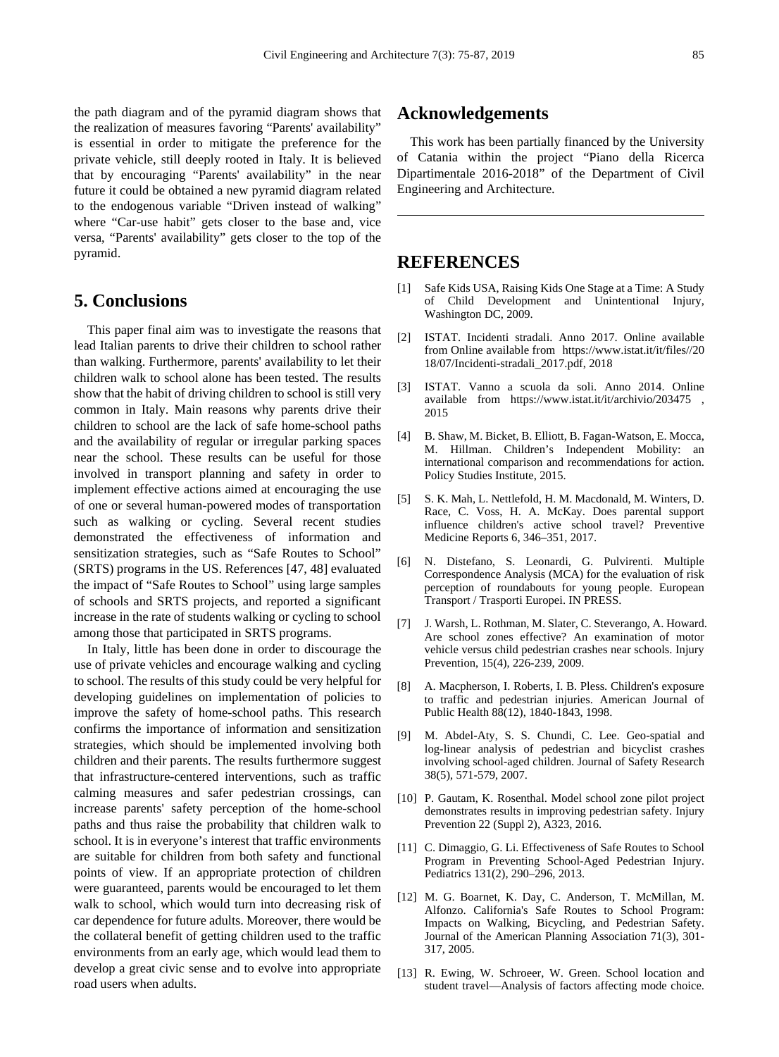the path diagram and of the pyramid diagram shows that the realization of measures favoring "Parents' availability" is essential in order to mitigate the preference for the private vehicle, still deeply rooted in Italy. It is believed that by encouraging "Parents' availability" in the near future it could be obtained a new pyramid diagram related to the endogenous variable "Driven instead of walking" where "Car-use habit" gets closer to the base and, vice versa, "Parents' availability" gets closer to the top of the pyramid.

## 5. Conclusions

This paper final aim was to investigate the reasons that lead Italian parents to drive their children to school rather than walking. Furthermore, parents' availability to let their children walk to school alone has been tested. The results show that the habit of driving children to school is still very common in Italy. Main reasons why parents drive their children to school are the lack of safe home-school paths and the availability of regular or irregular parking spaces near the school. These results can be useful for those involved in transport planning and safety in order to implement effective actions aimed at encouraging the use of one or several human-powered modes of transportation such as walking or cycling. Several recent studies demonstrated the effectiveness of information and sensitization strategies, such as "Safe Routes to School" (SRTS) programs in the US. References [47, 48] evaluated the impact of "Safe Routes to School" using large samples of schools and SRTS projects, and reported a significant increase in the rate of students walking or cycling to school among those that participated in SRTS programs.

In Italy, little has been done in order to discourage the use of private vehicles and encourage walking and cycling to school. The results of this study could be very helpful for developing guidelines on implementation of policies to improve the safety of home-school paths. This research confirms the importance of information and sensitization strategies, which should be implemented involving both children and their parents. The results furthermore suggest that infrastructure-centered interventions, such as traffic calming measures and safer pedestrian crossings, can increase parents' safety perception of the home-school paths and thus raise the probability that children walk to school. It is in everyone's interest that traffic environments are suitable for children from both safety and functional points of view. If an appropriate protection of children were guaranteed, parents would be encouraged to let them walk to school, which would turn into decreasing risk of car dependence for future adults. Moreover, there would be the collateral benefit of getting children used to the traffic environments from an early age, which would lead them to develop a great civic sense and to evolve into appropriate road users when adults.

## Acknowledgements

This work has been partially financed by the University of Catania within the project "Piano della Ricerca Dipartimentale 2016-2018" of the Department of Civil Engineering and Architecture.

## REFERENCES

[1] Safe Kids USA, Raising Kids One Stage at a Time: A Study of Child Development and Unintentional Injury, Washington DC, 2009.

[2] ISTAT. Incidenti stradali. Anno 2017. Online available from Online available from https://www.istat.it/it/files//2018/07/Incidenti-stradali_2017.pdf, 2018

[3] ISTAT. Vanno a scuola da soli. Anno 2014. Online available from https://www.istat.it/it/archivio/203475 , 2015

[4] B. Shaw, M. Bicket, B. Elliott, B. Fagan-Watson, E. Mocca, M. Hillman. Children's Independent Mobility: an international comparison and recommendations for action. Policy Studies Institute, 2015.

[5] S. K. Mah, L. Nettlefold, H. M. Macdonald, M. Winters, D. Race, C. Voss, H. A. McKay. Does parental support influence children's active school travel? Preventive Medicine Reports 6, 346–351, 2017.

[6] N. Distefano, S. Leonardi, G. Pulvirenti. Multiple Correspondence Analysis (MCA) for the evaluation of risk perception of roundabouts for young people. European Transport / Trasporti Europei. IN PRESS.

[7] J. Warsh, L. Rothman, M. Slater, C. Steverango, A. Howard. Are school zones effective? An examination of motor vehicle versus child pedestrian crashes near schools. Injury Prevention, 15(4), 226-239, 2009.

[8] A. Macpherson, I. Roberts, I. B. Pless. Children's exposure to traffic and pedestrian injuries. American Journal of Public Health 88(12), 1840-1843, 1998.

[9] M. Abdel-Aty, S. S. Chundi, C. Lee. Geo-spatial and log-linear analysis of pedestrian and bicyclist crashes involving school-aged children. Journal of Safety Research 38(5), 571-579, 2007.

[10] P. Gautam, K. Rosenthal. Model school zone pilot project demonstrates results in improving pedestrian safety. Injury Prevention 22 (Suppl 2), A323, 2016.

[11] C. Dimaggio, G. Li. Effectiveness of Safe Routes to School Program in Preventing School-Aged Pedestrian Injury. Pediatrics 131(2), 290–296, 2013.

[12] M. G. Boarnet, K. Day, C. Anderson, T. McMillan, M. Alfonzo. California's Safe Routes to School Program: Impacts on Walking, Bicycling, and Pedestrian Safety. Journal of the American Planning Association 71(3), 301-317, 2005.

[13] R. Ewing, W. Schroeer, W. Green. School location and student travel—Analysis of factors affecting mode choice.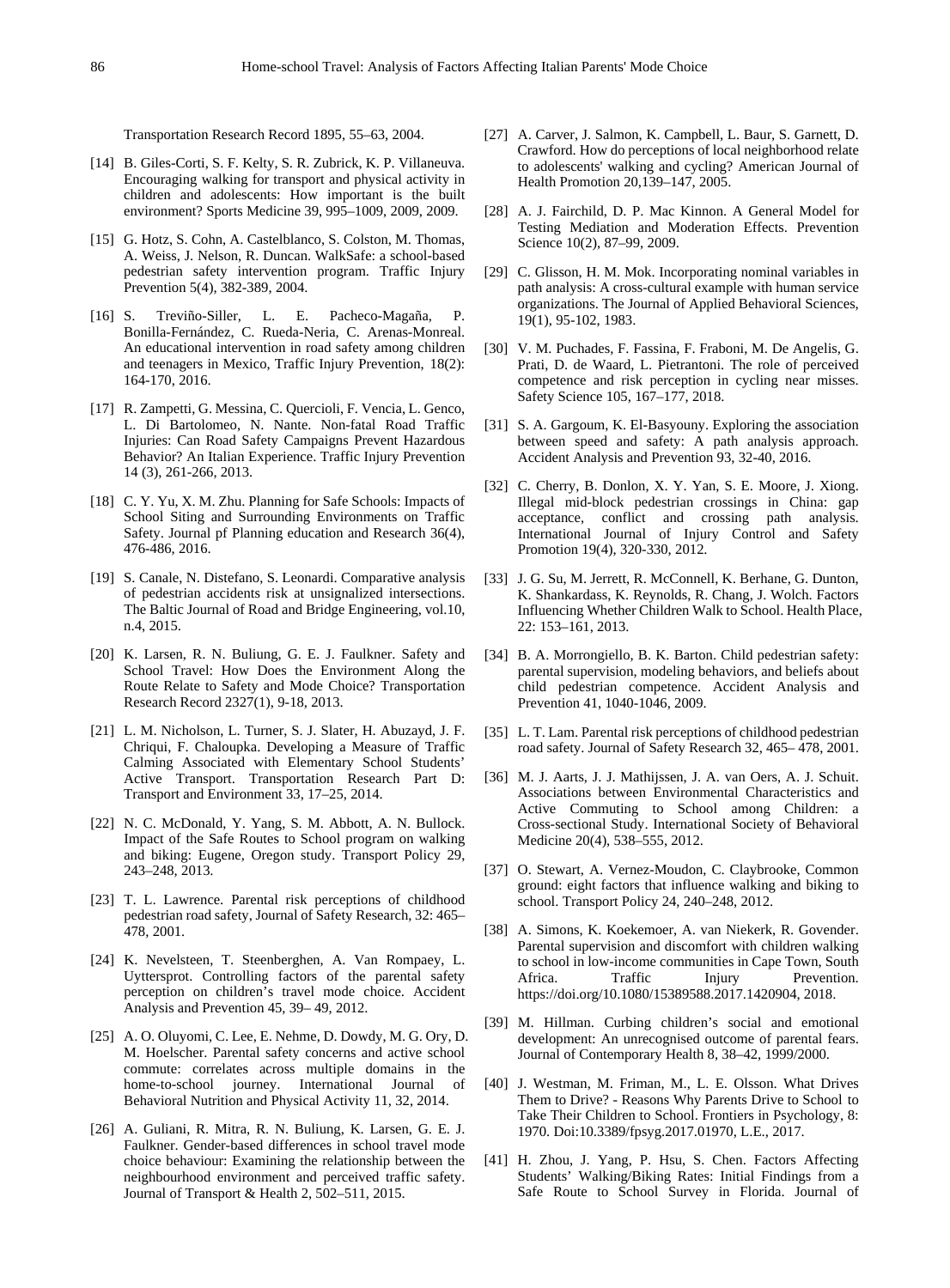Transportation Research Record 1895, 55–63, 2004.

[14] B. Giles-Corti, S. F. Kelty, S. R. Zubrick, K. P. Villaneuva. Encouraging walking for transport and physical activity in children and adolescents: How important is the built environment? Sports Medicine 39, 995–1009, 2009, 2009.

[15] G. Hotz, S. Cohn, A. Castelblanco, S. Colston, M. Thomas, A. Weiss, J. Nelson, R. Duncan. WalkSafe: a school-based pedestrian safety intervention program. Traffic Injury Prevention 5(4), 382-389, 2004.

[16] S. Treviño-Siller, L. E. Pacheco-Magaña, P. Bonilla-Fernández, C. Rueda-Neria, C. Arenas-Monreal. An educational intervention in road safety among children and teenagers in Mexico, Traffic Injury Prevention, 18(2): 164-170, 2016.

[17] R. Zampetti, G. Messina, C. Quercioli, F. Vencia, L. Genco, L. Di Bartolomeo, N. Nante. Non-fatal Road Traffic Injuries: Can Road Safety Campaigns Prevent Hazardous Behavior? An Italian Experience. Traffic Injury Prevention 14 (3), 261-266, 2013.

[18] C. Y. Yu, X. M. Zhu. Planning for Safe Schools: Impacts of School Siting and Surrounding Environments on Traffic Safety. Journal pf Planning education and Research 36(4), 476-486, 2016.

[19] S. Canale, N. Distefano, S. Leonardi. Comparative analysis of pedestrian accidents risk at unsignalized intersections. The Baltic Journal of Road and Bridge Engineering, vol.10, n.4, 2015.

[20] K. Larsen, R. N. Buliung, G. E. J. Faulkner. Safety and School Travel: How Does the Environment Along the Route Relate to Safety and Mode Choice? Transportation Research Record 2327(1), 9-18, 2013.

[21] L. M. Nicholson, L. Turner, S. J. Slater, H. Abuzayd, J. F. Chriqui, F. Chaloupka. Developing a Measure of Traffic Calming Associated with Elementary School Students' Active Transport. Transportation Research Part D: Transport and Environment 33, 17–25, 2014.

[22] N. C. McDonald, Y. Yang, S. M. Abbott, A. N. Bullock. Impact of the Safe Routes to School program on walking and biking: Eugene, Oregon study. Transport Policy 29, 243–248, 2013.

[23] T. L. Lawrence. Parental risk perceptions of childhood pedestrian road safety, Journal of Safety Research, 32: 465–478, 2001.

[24] K. Nevelsteen, T. Steenberghen, A. Van Rompaey, L. Uyttersprot. Controlling factors of the parental safety perception on children's travel mode choice. Accident Analysis and Prevention 45, 39– 49, 2012.

[25] A. O. Oluyomi, C. Lee, E. Nehme, D. Dowdy, M. G. Ory, D. M. Hoelscher. Parental safety concerns and active school commute: correlates across multiple domains in the home-to-school journey. International Journal of Behavioral Nutrition and Physical Activity 11, 32, 2014.

[26] A. Guliani, R. Mitra, R. N. Buliung, K. Larsen, G. E. J. Faulkner. Gender-based differences in school travel mode choice behaviour: Examining the relationship between the neighbourhood environment and perceived traffic safety. Journal of Transport & Health 2, 502–511, 2015.

[27] A. Carver, J. Salmon, K. Campbell, L. Baur, S. Garnett, D. Crawford. How do perceptions of local neighborhood relate to adolescents' walking and cycling? American Journal of Health Promotion 20,139–147, 2005.

[28] A. J. Fairchild, D. P. Mac Kinnon. A General Model for Testing Mediation and Moderation Effects. Prevention Science 10(2), 87–99, 2009.

[29] C. Glisson, H. M. Mok. Incorporating nominal variables in path analysis: A cross-cultural example with human service organizations. The Journal of Applied Behavioral Sciences, 19(1), 95-102, 1983.

[30] V. M. Puchades, F. Fassina, F. Fraboni, M. De Angelis, G. Prati, D. de Waard, L. Pietrantoni. The role of perceived competence and risk perception in cycling near misses. Safety Science 105, 167–177, 2018.

[31] S. A. Gargoum, K. El-Basyouny. Exploring the association between speed and safety: A path analysis approach. Accident Analysis and Prevention 93, 32-40, 2016.

[32] C. Cherry, B. Donlon, X. Y. Yan, S. E. Moore, J. Xiong. Illegal mid-block pedestrian crossings in China: gap acceptance, conflict and crossing path analysis. International Journal of Injury Control and Safety Promotion 19(4), 320-330, 2012.

[33] J. G. Su, M. Jerrett, R. McConnell, K. Berhane, G. Dunton, K. Shankardass, K. Reynolds, R. Chang, J. Wolch. Factors Influencing Whether Children Walk to School. Health Place, 22: 153–161, 2013.

[34] B. A. Morrongiello, B. K. Barton. Child pedestrian safety: parental supervision, modeling behaviors, and beliefs about child pedestrian competence. Accident Analysis and Prevention 41, 1040-1046, 2009.

[35] L. T. Lam. Parental risk perceptions of childhood pedestrian road safety. Journal of Safety Research 32, 465– 478, 2001.

[36] M. J. Aarts, J. J. Mathijssen, J. A. van Oers, A. J. Schuit. Associations between Environmental Characteristics and Active Commuting to School among Children: a Cross-sectional Study. International Society of Behavioral Medicine 20(4), 538–555, 2012.

[37] O. Stewart, A. Vernez-Moudon, C. Claybrooke, Common ground: eight factors that influence walking and biking to school. Transport Policy 24, 240–248, 2012.

[38] A. Simons, K. Koekemoer, A. van Niekerk, R. Govender. Parental supervision and discomfort with children walking to school in low-income communities in Cape Town, South Africa. Traffic Injury Prevention. https://doi.org/10.1080/15389588.2017.1420904, 2018.

[39] M. Hillman. Curbing children's social and emotional development: An unrecognised outcome of parental fears. Journal of Contemporary Health 8, 38–42, 1999/2000.

[40] J. Westman, M. Friman, M., L. E. Olsson. What Drives Them to Drive? - Reasons Why Parents Drive to School to Take Their Children to School. Frontiers in Psychology, 8: 1970. Doi:10.3389/fpsyg.2017.01970, L.E., 2017.

[41] H. Zhou, J. Yang, P. Hsu, S. Chen. Factors Affecting Students' Walking/Biking Rates: Initial Findings from a Safe Route to School Survey in Florida. Journal of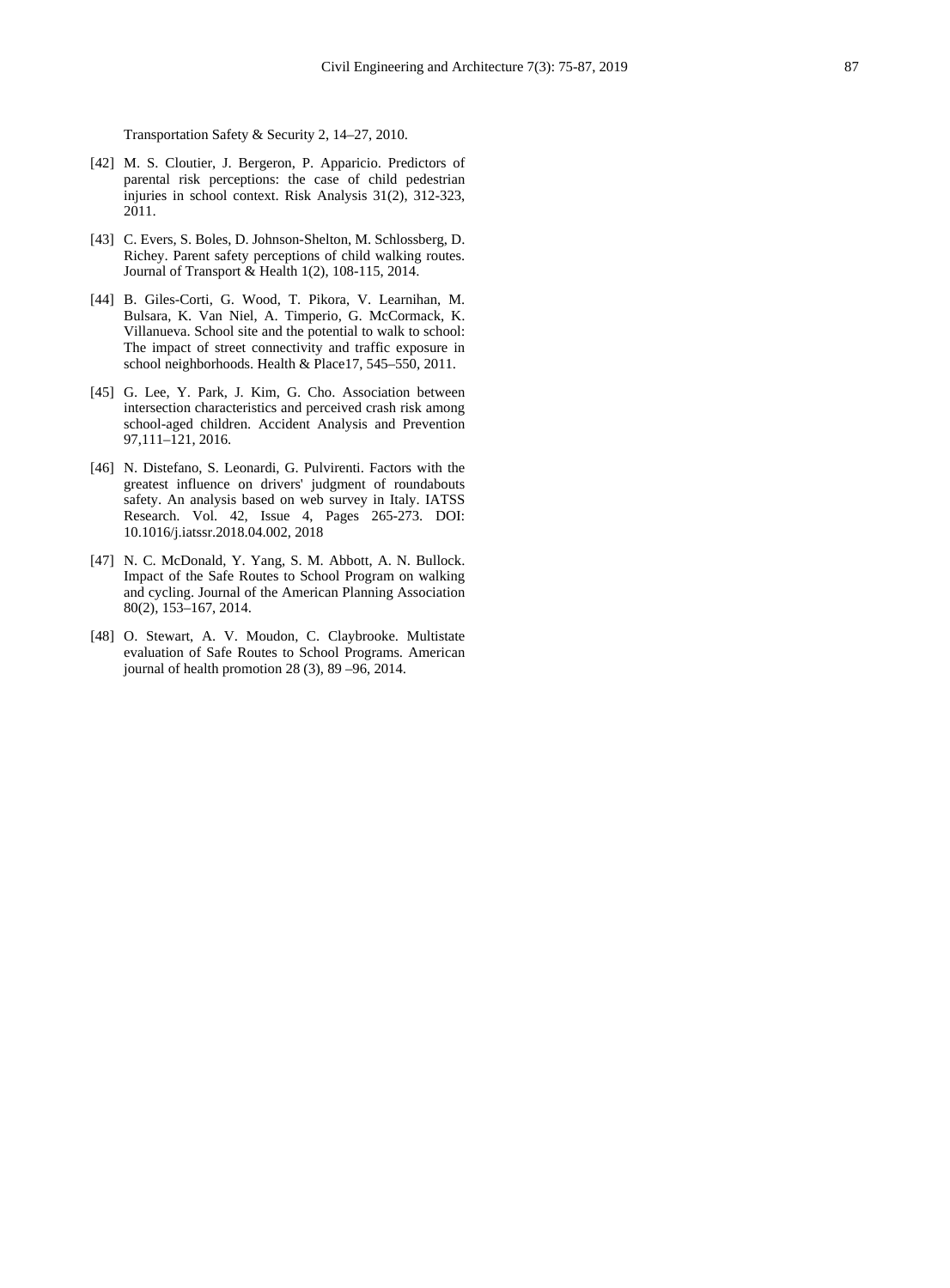Transportation Safety & Security 2, 14–27, 2010.

[42] M. S. Cloutier, J. Bergeron, P. Apparicio. Predictors of parental risk perceptions: the case of child pedestrian injuries in school context. Risk Analysis 31(2), 312-323, 2011.

[43] C. Evers, S. Boles, D. Johnson-Shelton, M. Schlossberg, D. Richey. Parent safety perceptions of child walking routes. Journal of Transport & Health 1(2), 108-115, 2014.

[44] B. Giles-Corti, G. Wood, T. Pikora, V. Learnihan, M. Bulsara, K. Van Niel, A. Timperio, G. McCormack, K. Villanueva. School site and the potential to walk to school: The impact of street connectivity and traffic exposure in school neighborhoods. Health & Place17, 545–550, 2011.

[45] G. Lee, Y. Park, J. Kim, G. Cho. Association between intersection characteristics and perceived crash risk among school-aged children. Accident Analysis and Prevention 97,111–121, 2016.

[46] N. Distefano, S. Leonardi, G. Pulvirenti. Factors with the greatest influence on drivers' judgment of roundabouts safety. An analysis based on web survey in Italy. IATSS Research. Vol. 42, Issue 4, Pages 265-273. DOI: 10.1016/j.iatssr.2018.04.002, 2018

[47] N. C. McDonald, Y. Yang, S. M. Abbott, A. N. Bullock. Impact of the Safe Routes to School Program on walking and cycling. Journal of the American Planning Association 80(2), 153–167, 2014.

[48] O. Stewart, A. V. Moudon, C. Claybrooke. Multistate evaluation of Safe Routes to School Programs. American journal of health promotion 28 (3), 89 –96, 2014.